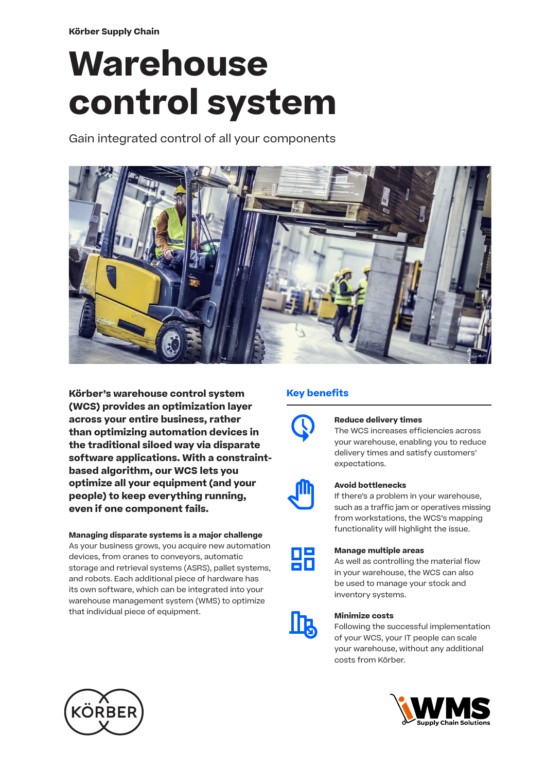Körber Supply Chain

# Warehouse control system

Gain integrated control of all your components

**Körber's warehouse control system (WCS) provides an optimization layer across your entire business, rather than optimizing automation devices in the traditional siloed way via disparate software applications. With a constraint-based algorithm, our WCS lets you optimize all your equipment (and your people) to keep everything running, even if one component fails.**

### Managing disparate systems is a major challenge

As your business grows, you acquire new automation devices, from cranes to conveyors, automatic storage and retrieval systems (ASRS), pallet systems, and robots. Each additional piece of hardware has its own software, which can be integrated into your warehouse management system (WMS) to optimize that individual piece of equipment.

## Key benefits

**Reduce delivery times**
The WCS increases efficiencies across your warehouse, enabling you to reduce delivery times and satisfy customers' expectations.

**Avoid bottlenecks**
If there's a problem in your warehouse, such as a traffic jam or operatives missing from workstations, the WCS's mapping functionality will highlight the issue.

**Manage multiple areas**
As well as controlling the material flow in your warehouse, the WCS can also be used to manage your stock and inventory systems.

**Minimize costs**
Following the successful implementation of your WCS, your IT people can scale your warehouse, without any additional costs from Körber.

KÖRBER

WMS Supply Chain Solutions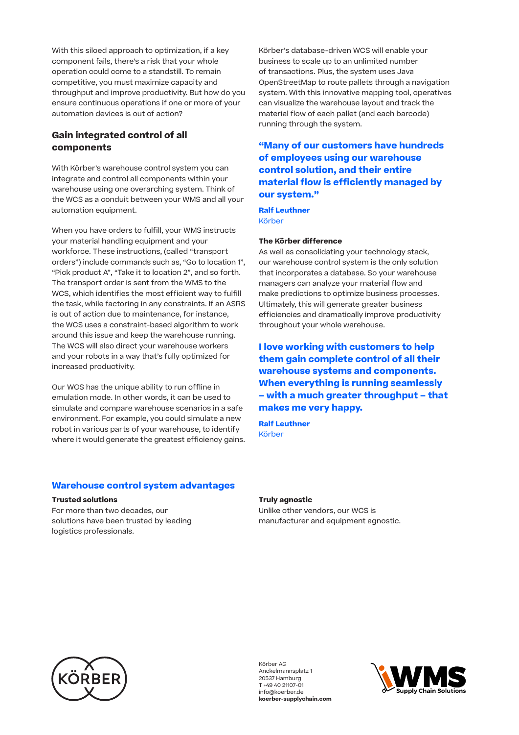With this siloed approach to optimization, if a key component fails, there's a risk that your whole operation could come to a standstill. To remain competitive, you must maximize capacity and throughput and improve productivity. But how do you ensure continuous operations if one or more of your automation devices is out of action?

## Gain integrated control of all components

With Körber's warehouse control system you can integrate and control all components within your warehouse using one overarching system. Think of the WCS as a conduit between your WMS and all your automation equipment.

When you have orders to fulfill, your WMS instructs your material handling equipment and your workforce. These instructions, (called "transport orders") include commands such as, "Go to location 1", "Pick product A", "Take it to location 2", and so forth. The transport order is sent from the WMS to the WCS, which identifies the most efficient way to fulfill the task, while factoring in any constraints. If an ASRS is out of action due to maintenance, for instance, the WCS uses a constraint-based algorithm to work around this issue and keep the warehouse running. The WCS will also direct your warehouse workers and your robots in a way that's fully optimized for increased productivity.

Our WCS has the unique ability to run offline in emulation mode. In other words, it can be used to simulate and compare warehouse scenarios in a safe environment. For example, you could simulate a new robot in various parts of your warehouse, to identify where it would generate the greatest efficiency gains.

Körber's database-driven WCS will enable your business to scale up to an unlimited number of transactions. Plus, the system uses Java OpenStreetMap to route pallets through a navigation system. With this innovative mapping tool, operatives can visualize the warehouse layout and track the material flow of each pallet (and each barcode) running through the system.

**"Many of our customers have hundreds of employees using our warehouse control solution, and their entire material flow is efficiently managed by our system."**

**Ralf Leuthner**
Körber

**The Körber difference**

As well as consolidating your technology stack, our warehouse control system is the only solution that incorporates a database. So your warehouse managers can analyze your material flow and make predictions to optimize business processes. Ultimately, this will generate greater business efficiencies and dramatically improve productivity throughout your whole warehouse.

**I love working with customers to help them gain complete control of all their warehouse systems and components. When everything is running seamlessly – with a much greater throughput – that makes me very happy.**

**Ralf Leuthner**
Körber

## Warehouse control system advantages

**Trusted solutions**

For more than two decades, our solutions have been trusted by leading logistics professionals.

**Truly agnostic**

Unlike other vendors, our WCS is manufacturer and equipment agnostic.

KÖRBER

Körber AG
Anckelmannsplatz 1
20537 Hamburg
T +49 40 21107-01
info@koerber.de
**koerber-supplychain.com**

iWMS Supply Chain Solutions